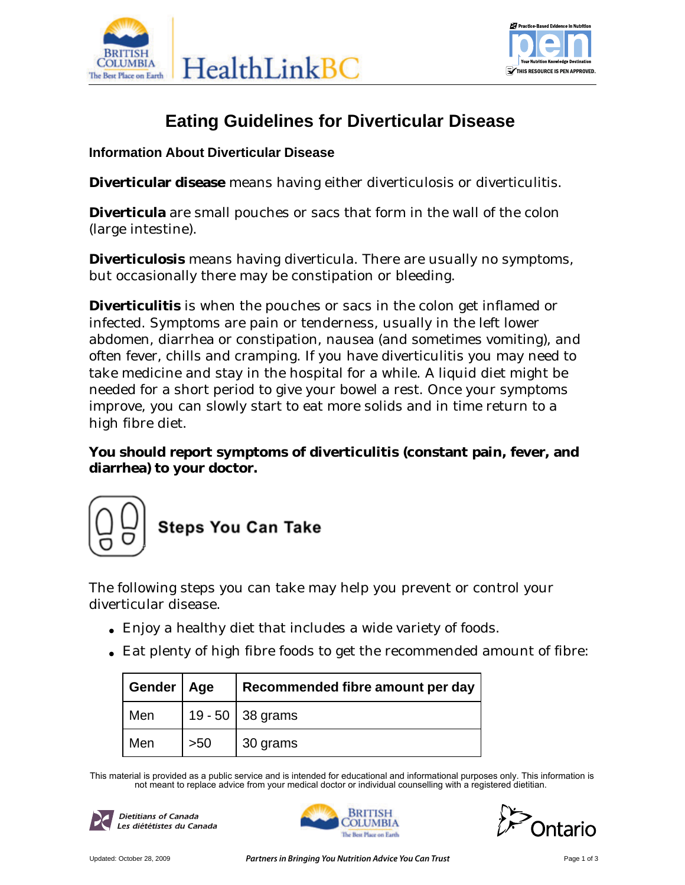# Eating Guidelines for Diverticular Disease

## Information About Diverticular Disease

**Diverticular disease** means having either diverticulosis or diverticulitis.

**Diverticula** are small pouches or sacs that form in the wall of the colon (large intestine).

**Diverticulosis** means having diverticula. There are usually no symptoms, but occasionally there may be constipation or bleeding.

**Diverticulitis** is when the pouches or sacs in the colon get inflamed or infected. Symptoms are pain or tenderness, usually in the left lower abdomen, diarrhea or constipation, nausea (and sometimes vomiting), and often fever, chills and cramping. If you have diverticulitis you may need to take medicine and stay in the hospital for a while. A liquid diet might be needed for a short period to give your bowel a rest. Once your symptoms improve, you can slowly start to eat more solids and in time return to a high fibre diet.

**You should report symptoms of diverticulitis (constant pain, fever, and diarrhea) to your doctor.**

## Steps You Can Take

The following steps you can take may help you prevent or control your diverticular disease.

- Enjoy a healthy diet that includes a wide variety of foods.
- Eat plenty of high fibre foods to get the recommended amount of fibre:

| Gender | Age | Recommended fibre amount per day |
|---|---|---|
| Men | 19 - 50 | 38 grams |
| Men | >50 | 30 grams |

This material is provided as a public service and is intended for educational and informational purposes only. This information is not meant to replace advice from your medical doctor or individual counselling with a registered dietitian.

Updated: October 28, 2009

*Partners in Bringing You Nutrition Advice You Can Trust*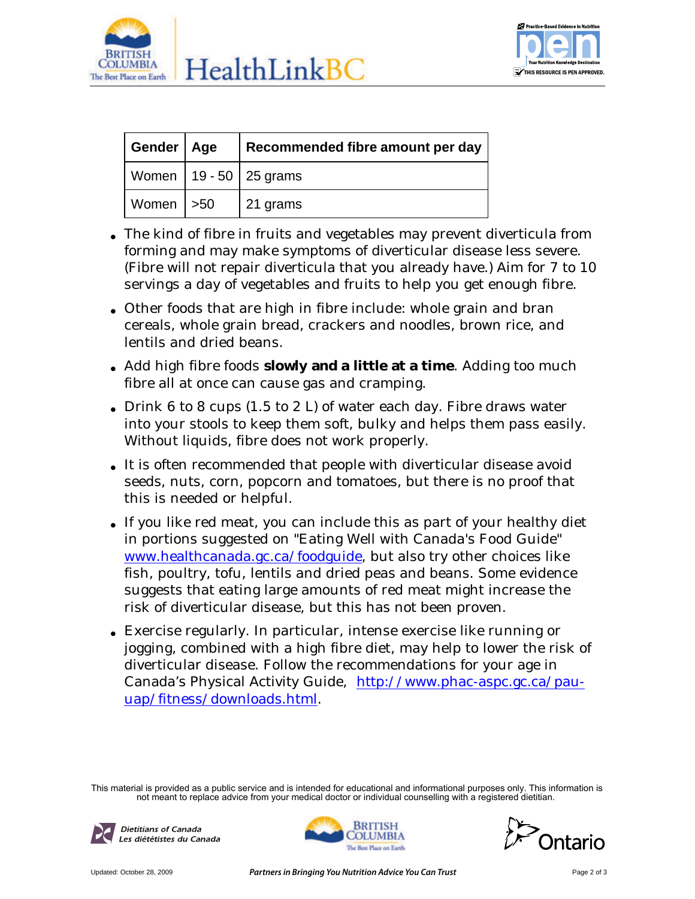| Gender | Age | Recommended fibre amount per day |
|---|---|---|
| Women | 19 - 50 | 25 grams |
| Women | >50 | 21 grams |

- The kind of fibre in fruits and vegetables may prevent diverticula from forming and may make symptoms of diverticular disease less severe. (Fibre will not repair diverticula that you already have.) Aim for 7 to 10 servings a day of vegetables and fruits to help you get enough fibre.
- Other foods that are high in fibre include: whole grain and bran cereals, whole grain bread, crackers and noodles, brown rice, and lentils and dried beans.
- Add high fibre foods **slowly and a little at a time**. Adding too much fibre all at once can cause gas and cramping.
- Drink 6 to 8 cups (1.5 to 2 L) of water each day. Fibre draws water into your stools to keep them soft, bulky and helps them pass easily. Without liquids, fibre does not work properly.
- It is often recommended that people with diverticular disease avoid seeds, nuts, corn, popcorn and tomatoes, but there is no proof that this is needed or helpful.
- If you like red meat, you can include this as part of your healthy diet in portions suggested on "Eating Well with Canada's Food Guide" www.healthcanada.gc.ca/foodguide, but also try other choices like fish, poultry, tofu, lentils and dried peas and beans. Some evidence suggests that eating large amounts of red meat might increase the risk of diverticular disease, but this has not been proven.
- Exercise regularly. In particular, intense exercise like running or jogging, combined with a high fibre diet, may help to lower the risk of diverticular disease. Follow the recommendations for your age in Canada's Physical Activity Guide, http://www.phac-aspc.gc.ca/pau-uap/fitness/downloads.html.

This material is provided as a public service and is intended for educational and informational purposes only. This information is not meant to replace advice from your medical doctor or individual counselling with a registered dietitian.

*Partners in Bringing You Nutrition Advice You Can Trust*

Updated: October 28, 2009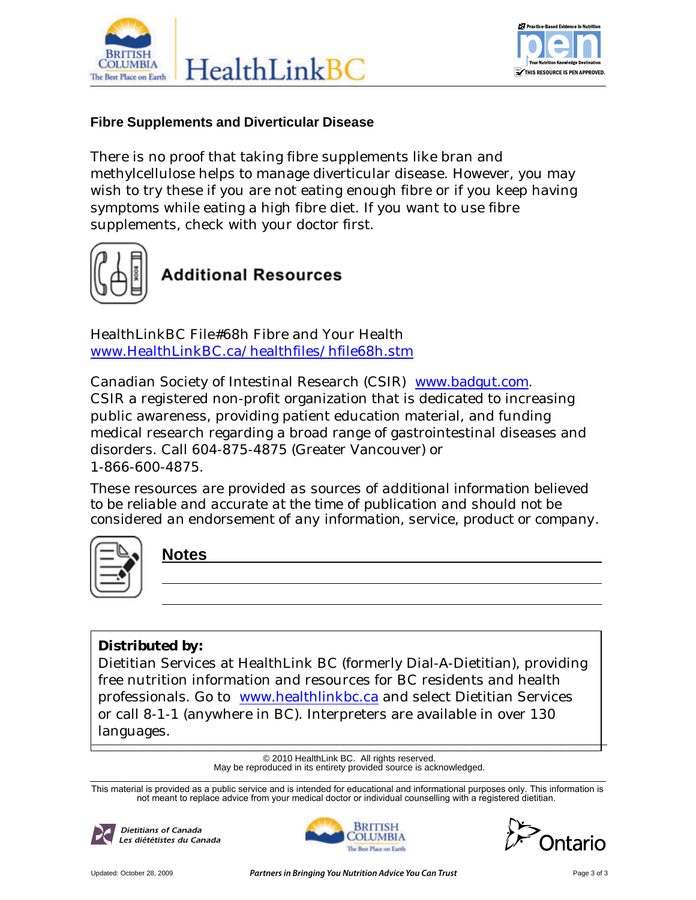## Fibre Supplements and Diverticular Disease

There is no proof that taking fibre supplements like bran and methylcellulose helps to manage diverticular disease. However, you may wish to try these if you are not eating enough fibre or if you keep having symptoms while eating a high fibre diet. If you want to use fibre supplements, check with your doctor first.

## Additional Resources

HealthLinkBC File#68h Fibre and Your Health
www.HealthLinkBC.ca/healthfiles/hfile68h.stm

Canadian Society of Intestinal Research (CSIR) www.badgut.com.
CSIR a registered non-profit organization that is dedicated to increasing public awareness, providing patient education material, and funding medical research regarding a broad range of gastrointestinal diseases and disorders. Call 604-875-4875 (Greater Vancouver) or 1-866-600-4875.

*These resources are provided as sources of additional information believed to be reliable and accurate at the time of publication and should not be considered an endorsement of any information, service, product or company.*

## Notes

**Distributed by:**
Dietitian Services at HealthLink BC (formerly Dial-A-Dietitian), providing free nutrition information and resources for BC residents and health professionals. Go to www.healthlinkbc.ca and select Dietitian Services or call 8-1-1 (anywhere in BC). Interpreters are available in over 130 languages.

© 2010 HealthLink BC. All rights reserved.
May be reproduced in its entirety provided source is acknowledged.

This material is provided as a public service and is intended for educational and informational purposes only. This information is not meant to replace advice from your medical doctor or individual counselling with a registered dietitian.

Dietitians of Canada
Les diététistes du Canada

Updated: October 28, 2009

*Partners in Bringing You Nutrition Advice You Can Trust*